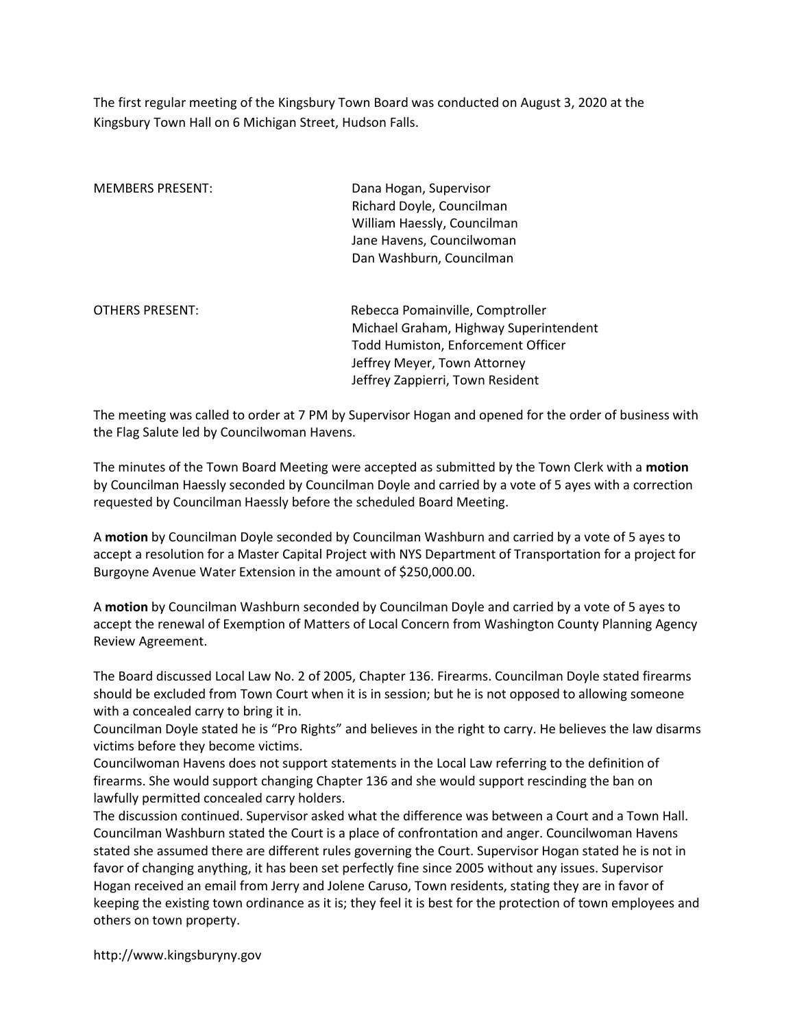The first regular meeting of the Kingsbury Town Board was conducted on August 3, 2020 at the Kingsbury Town Hall on 6 Michigan Street, Hudson Falls.

| MEMBERS PRESENT: | Dana Hogan, Supervisor<br>Richard Doyle, Councilman<br>William Haessly, Councilman<br>Jane Havens, Councilwoman<br>Dan Washburn, Councilman |
|---|---|
| OTHERS PRESENT: | Rebecca Pomainville, Comptroller<br>Michael Graham, Highway Superintendent<br>Todd Humiston, Enforcement Officer<br>Jeffrey Meyer, Town Attorney<br>Jeffrey Zappierri, Town Resident |

The meeting was called to order at 7 PM by Supervisor Hogan and opened for the order of business with the Flag Salute led by Councilwoman Havens.

The minutes of the Town Board Meeting were accepted as submitted by the Town Clerk with a **motion** by Councilman Haessly seconded by Councilman Doyle and carried by a vote of 5 ayes with a correction requested by Councilman Haessly before the scheduled Board Meeting.

A **motion** by Councilman Doyle seconded by Councilman Washburn and carried by a vote of 5 ayes to accept a resolution for a Master Capital Project with NYS Department of Transportation for a project for Burgoyne Avenue Water Extension in the amount of $250,000.00.

A **motion** by Councilman Washburn seconded by Councilman Doyle and carried by a vote of 5 ayes to accept the renewal of Exemption of Matters of Local Concern from Washington County Planning Agency Review Agreement.

The Board discussed Local Law No. 2 of 2005, Chapter 136. Firearms. Councilman Doyle stated firearms should be excluded from Town Court when it is in session; but he is not opposed to allowing someone with a concealed carry to bring it in.
Councilman Doyle stated he is "Pro Rights" and believes in the right to carry. He believes the law disarms victims before they become victims.
Councilwoman Havens does not support statements in the Local Law referring to the definition of firearms. She would support changing Chapter 136 and she would support rescinding the ban on lawfully permitted concealed carry holders.
The discussion continued. Supervisor asked what the difference was between a Court and a Town Hall. Councilman Washburn stated the Court is a place of confrontation and anger. Councilwoman Havens stated she assumed there are different rules governing the Court. Supervisor Hogan stated he is not in favor of changing anything, it has been set perfectly fine since 2005 without any issues. Supervisor Hogan received an email from Jerry and Jolene Caruso, Town residents, stating they are in favor of keeping the existing town ordinance as it is; they feel it is best for the protection of town employees and others on town property.

http://www.kingsburyny.gov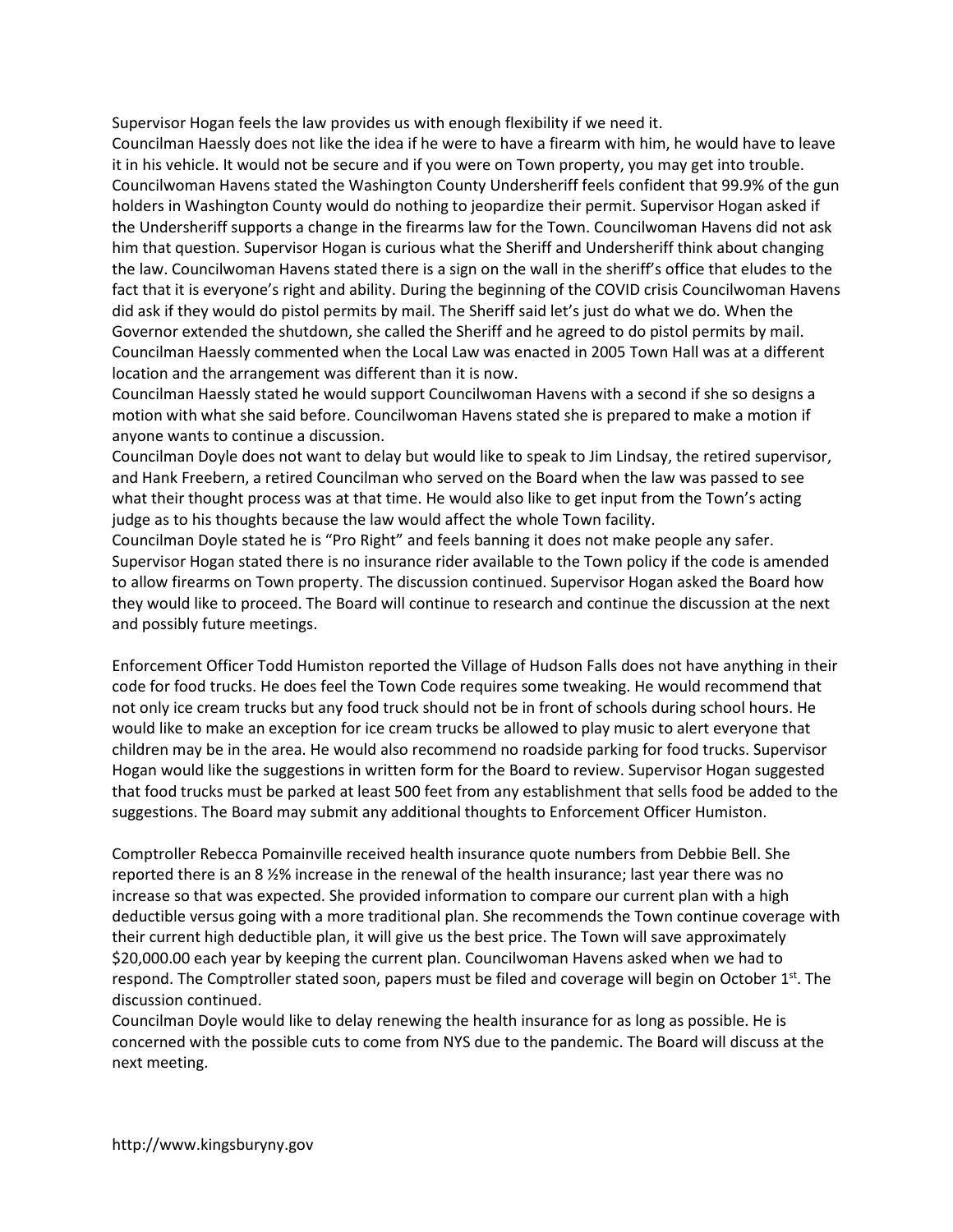Supervisor Hogan feels the law provides us with enough flexibility if we need it.
Councilman Haessly does not like the idea if he were to have a firearm with him, he would have to leave it in his vehicle. It would not be secure and if you were on Town property, you may get into trouble. Councilwoman Havens stated the Washington County Undersheriff feels confident that 99.9% of the gun holders in Washington County would do nothing to jeopardize their permit. Supervisor Hogan asked if the Undersheriff supports a change in the firearms law for the Town. Councilwoman Havens did not ask him that question. Supervisor Hogan is curious what the Sheriff and Undersheriff think about changing the law. Councilwoman Havens stated there is a sign on the wall in the sheriff's office that eludes to the fact that it is everyone's right and ability. During the beginning of the COVID crisis Councilwoman Havens did ask if they would do pistol permits by mail. The Sheriff said let's just do what we do. When the Governor extended the shutdown, she called the Sheriff and he agreed to do pistol permits by mail. Councilman Haessly commented when the Local Law was enacted in 2005 Town Hall was at a different location and the arrangement was different than it is now.
Councilman Haessly stated he would support Councilwoman Havens with a second if she so designs a motion with what she said before. Councilwoman Havens stated she is prepared to make a motion if anyone wants to continue a discussion.
Councilman Doyle does not want to delay but would like to speak to Jim Lindsay, the retired supervisor, and Hank Freebern, a retired Councilman who served on the Board when the law was passed to see what their thought process was at that time. He would also like to get input from the Town's acting judge as to his thoughts because the law would affect the whole Town facility.
Councilman Doyle stated he is "Pro Right" and feels banning it does not make people any safer. Supervisor Hogan stated there is no insurance rider available to the Town policy if the code is amended to allow firearms on Town property. The discussion continued. Supervisor Hogan asked the Board how they would like to proceed. The Board will continue to research and continue the discussion at the next and possibly future meetings.

Enforcement Officer Todd Humiston reported the Village of Hudson Falls does not have anything in their code for food trucks. He does feel the Town Code requires some tweaking. He would recommend that not only ice cream trucks but any food truck should not be in front of schools during school hours. He would like to make an exception for ice cream trucks be allowed to play music to alert everyone that children may be in the area. He would also recommend no roadside parking for food trucks. Supervisor Hogan would like the suggestions in written form for the Board to review. Supervisor Hogan suggested that food trucks must be parked at least 500 feet from any establishment that sells food be added to the suggestions. The Board may submit any additional thoughts to Enforcement Officer Humiston.

Comptroller Rebecca Pomainville received health insurance quote numbers from Debbie Bell. She reported there is an 8 ½% increase in the renewal of the health insurance; last year there was no increase so that was expected. She provided information to compare our current plan with a high deductible versus going with a more traditional plan. She recommends the Town continue coverage with their current high deductible plan, it will give us the best price. The Town will save approximately $20,000.00 each year by keeping the current plan. Councilwoman Havens asked when we had to respond. The Comptroller stated soon, papers must be filed and coverage will begin on October 1st. The discussion continued.
Councilman Doyle would like to delay renewing the health insurance for as long as possible. He is concerned with the possible cuts to come from NYS due to the pandemic. The Board will discuss at the next meeting.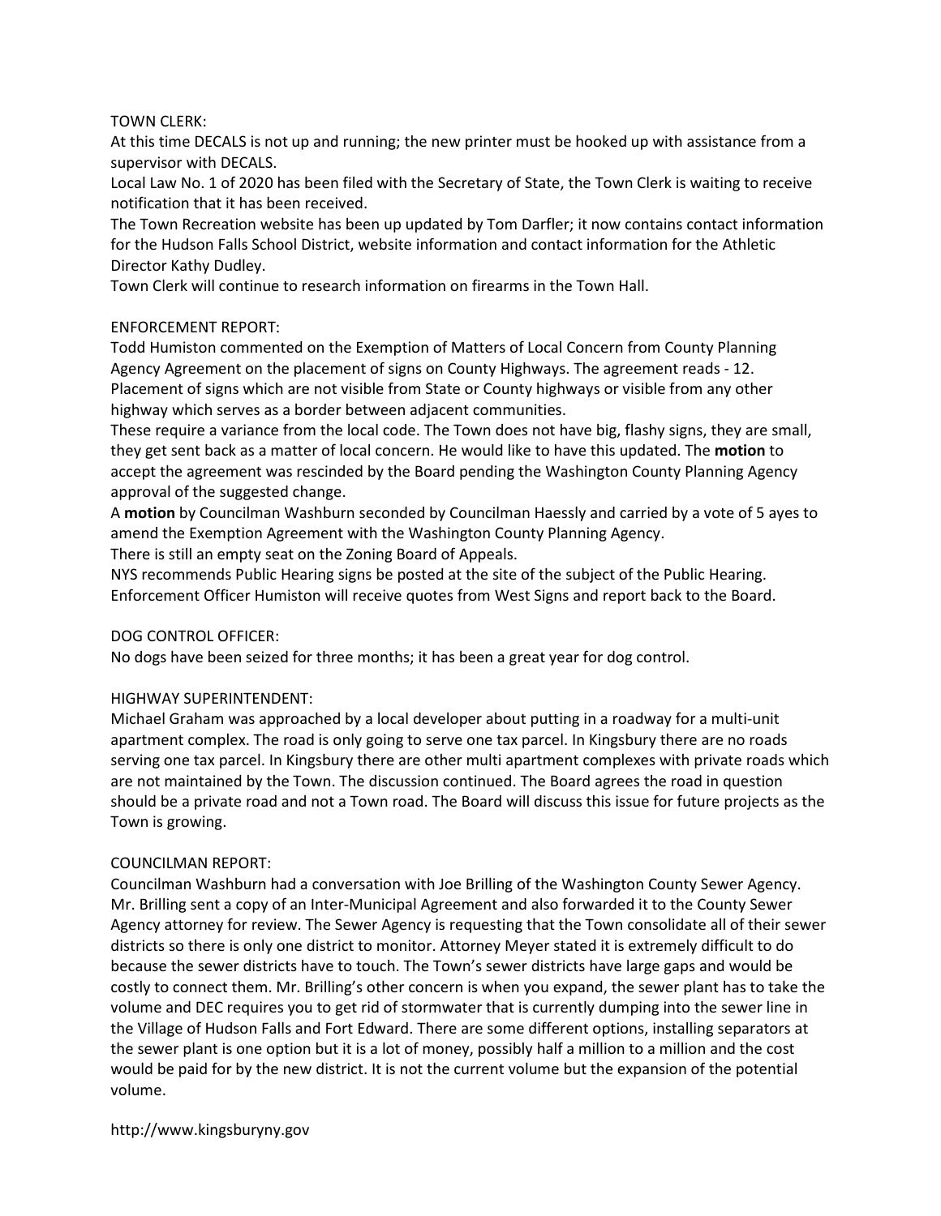TOWN CLERK:

At this time DECALS is not up and running; the new printer must be hooked up with assistance from a supervisor with DECALS.

Local Law No. 1 of 2020 has been filed with the Secretary of State, the Town Clerk is waiting to receive notification that it has been received.

The Town Recreation website has been up updated by Tom Darfler; it now contains contact information for the Hudson Falls School District, website information and contact information for the Athletic Director Kathy Dudley.

Town Clerk will continue to research information on firearms in the Town Hall.

ENFORCEMENT REPORT:

Todd Humiston commented on the Exemption of Matters of Local Concern from County Planning Agency Agreement on the placement of signs on County Highways. The agreement reads - 12. Placement of signs which are not visible from State or County highways or visible from any other highway which serves as a border between adjacent communities.

These require a variance from the local code. The Town does not have big, flashy signs, they are small, they get sent back as a matter of local concern. He would like to have this updated. The **motion** to accept the agreement was rescinded by the Board pending the Washington County Planning Agency approval of the suggested change.

A **motion** by Councilman Washburn seconded by Councilman Haessly and carried by a vote of 5 ayes to amend the Exemption Agreement with the Washington County Planning Agency.

There is still an empty seat on the Zoning Board of Appeals.

NYS recommends Public Hearing signs be posted at the site of the subject of the Public Hearing. Enforcement Officer Humiston will receive quotes from West Signs and report back to the Board.

DOG CONTROL OFFICER:

No dogs have been seized for three months; it has been a great year for dog control.

HIGHWAY SUPERINTENDENT:

Michael Graham was approached by a local developer about putting in a roadway for a multi-unit apartment complex. The road is only going to serve one tax parcel. In Kingsbury there are no roads serving one tax parcel. In Kingsbury there are other multi apartment complexes with private roads which are not maintained by the Town. The discussion continued. The Board agrees the road in question should be a private road and not a Town road. The Board will discuss this issue for future projects as the Town is growing.

COUNCILMAN REPORT:

Councilman Washburn had a conversation with Joe Brilling of the Washington County Sewer Agency. Mr. Brilling sent a copy of an Inter-Municipal Agreement and also forwarded it to the County Sewer Agency attorney for review. The Sewer Agency is requesting that the Town consolidate all of their sewer districts so there is only one district to monitor. Attorney Meyer stated it is extremely difficult to do because the sewer districts have to touch. The Town's sewer districts have large gaps and would be costly to connect them. Mr. Brilling's other concern is when you expand, the sewer plant has to take the volume and DEC requires you to get rid of stormwater that is currently dumping into the sewer line in the Village of Hudson Falls and Fort Edward. There are some different options, installing separators at the sewer plant is one option but it is a lot of money, possibly half a million to a million and the cost would be paid for by the new district. It is not the current volume but the expansion of the potential volume.

http://www.kingsburyny.gov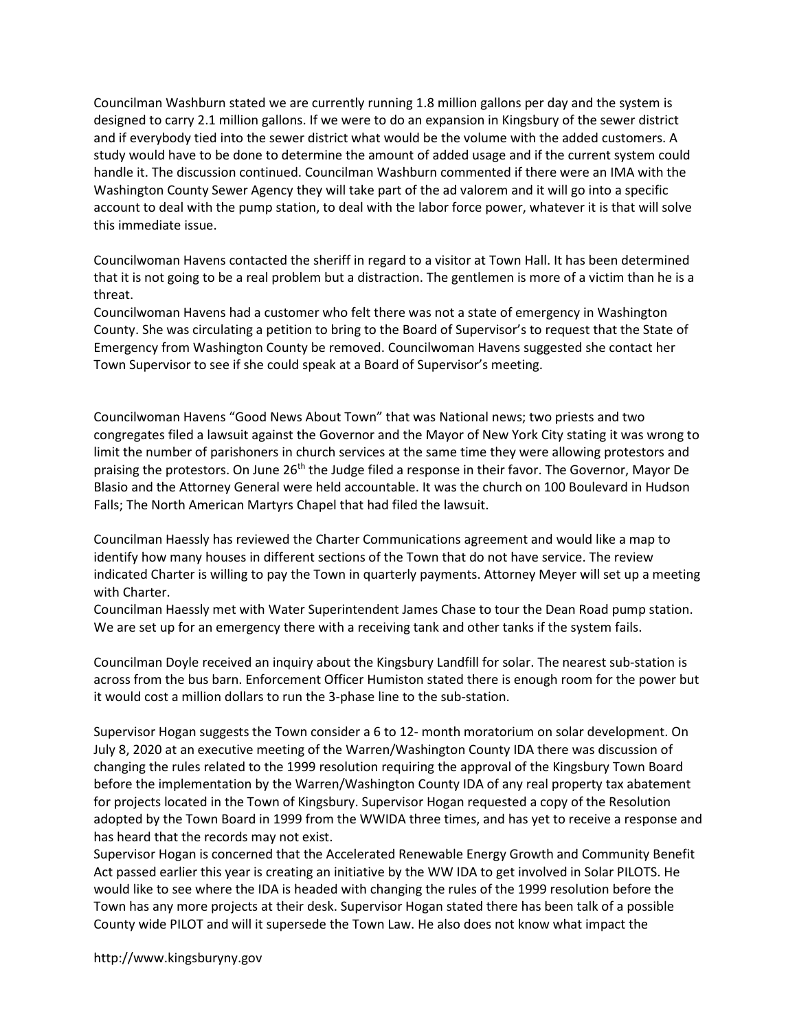Councilman Washburn stated we are currently running 1.8 million gallons per day and the system is designed to carry 2.1 million gallons. If we were to do an expansion in Kingsbury of the sewer district and if everybody tied into the sewer district what would be the volume with the added customers. A study would have to be done to determine the amount of added usage and if the current system could handle it. The discussion continued. Councilman Washburn commented if there were an IMA with the Washington County Sewer Agency they will take part of the ad valorem and it will go into a specific account to deal with the pump station, to deal with the labor force power, whatever it is that will solve this immediate issue.

Councilwoman Havens contacted the sheriff in regard to a visitor at Town Hall. It has been determined that it is not going to be a real problem but a distraction. The gentlemen is more of a victim than he is a threat.

Councilwoman Havens had a customer who felt there was not a state of emergency in Washington County. She was circulating a petition to bring to the Board of Supervisor's to request that the State of Emergency from Washington County be removed. Councilwoman Havens suggested she contact her Town Supervisor to see if she could speak at a Board of Supervisor's meeting.

Councilwoman Havens "Good News About Town" that was National news; two priests and two congregates filed a lawsuit against the Governor and the Mayor of New York City stating it was wrong to limit the number of parishoners in church services at the same time they were allowing protestors and praising the protestors. On June 26th the Judge filed a response in their favor. The Governor, Mayor De Blasio and the Attorney General were held accountable. It was the church on 100 Boulevard in Hudson Falls; The North American Martyrs Chapel that had filed the lawsuit.

Councilman Haessly has reviewed the Charter Communications agreement and would like a map to identify how many houses in different sections of the Town that do not have service. The review indicated Charter is willing to pay the Town in quarterly payments. Attorney Meyer will set up a meeting with Charter.

Councilman Haessly met with Water Superintendent James Chase to tour the Dean Road pump station. We are set up for an emergency there with a receiving tank and other tanks if the system fails.

Councilman Doyle received an inquiry about the Kingsbury Landfill for solar. The nearest sub-station is across from the bus barn. Enforcement Officer Humiston stated there is enough room for the power but it would cost a million dollars to run the 3-phase line to the sub-station.

Supervisor Hogan suggests the Town consider a 6 to 12- month moratorium on solar development. On July 8, 2020 at an executive meeting of the Warren/Washington County IDA there was discussion of changing the rules related to the 1999 resolution requiring the approval of the Kingsbury Town Board before the implementation by the Warren/Washington County IDA of any real property tax abatement for projects located in the Town of Kingsbury. Supervisor Hogan requested a copy of the Resolution adopted by the Town Board in 1999 from the WWIDA three times, and has yet to receive a response and has heard that the records may not exist.

Supervisor Hogan is concerned that the Accelerated Renewable Energy Growth and Community Benefit Act passed earlier this year is creating an initiative by the WW IDA to get involved in Solar PILOTS. He would like to see where the IDA is headed with changing the rules of the 1999 resolution before the Town has any more projects at their desk. Supervisor Hogan stated there has been talk of a possible County wide PILOT and will it supersede the Town Law. He also does not know what impact the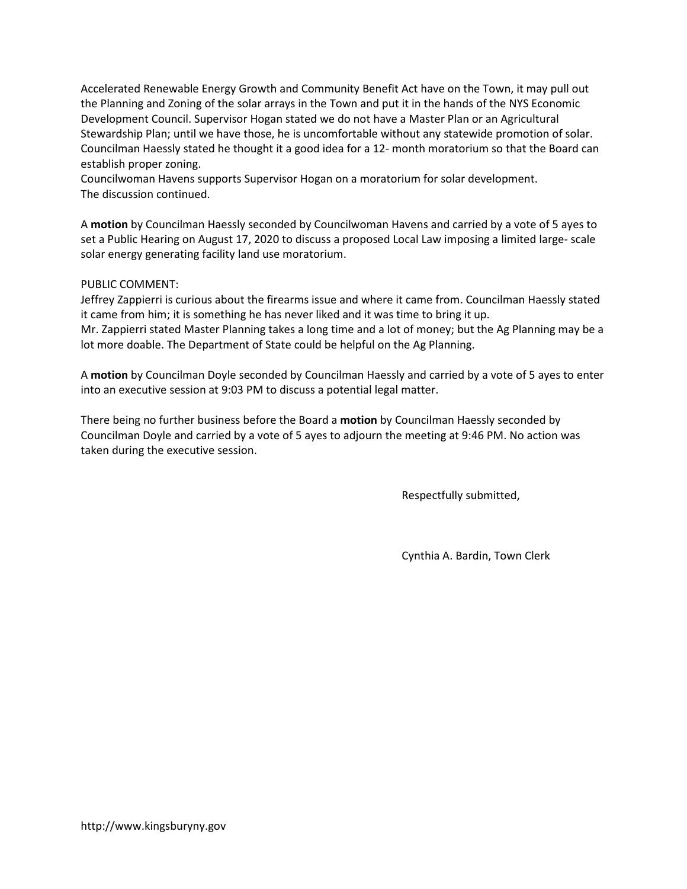Accelerated Renewable Energy Growth and Community Benefit Act have on the Town, it may pull out the Planning and Zoning of the solar arrays in the Town and put it in the hands of the NYS Economic Development Council. Supervisor Hogan stated we do not have a Master Plan or an Agricultural Stewardship Plan; until we have those, he is uncomfortable without any statewide promotion of solar. Councilman Haessly stated he thought it a good idea for a 12- month moratorium so that the Board can establish proper zoning.
Councilwoman Havens supports Supervisor Hogan on a moratorium for solar development.
The discussion continued.

A **motion** by Councilman Haessly seconded by Councilwoman Havens and carried by a vote of 5 ayes to set a Public Hearing on August 17, 2020 to discuss a proposed Local Law imposing a limited large- scale solar energy generating facility land use moratorium.

PUBLIC COMMENT:
Jeffrey Zappierri is curious about the firearms issue and where it came from. Councilman Haessly stated it came from him; it is something he has never liked and it was time to bring it up.
Mr. Zappierri stated Master Planning takes a long time and a lot of money; but the Ag Planning may be a lot more doable. The Department of State could be helpful on the Ag Planning.

A **motion** by Councilman Doyle seconded by Councilman Haessly and carried by a vote of 5 ayes to enter into an executive session at 9:03 PM to discuss a potential legal matter.

There being no further business before the Board a **motion** by Councilman Haessly seconded by Councilman Doyle and carried by a vote of 5 ayes to adjourn the meeting at 9:46 PM. No action was taken during the executive session.

Respectfully submitted,

Cynthia A. Bardin, Town Clerk

http://www.kingsburyny.gov